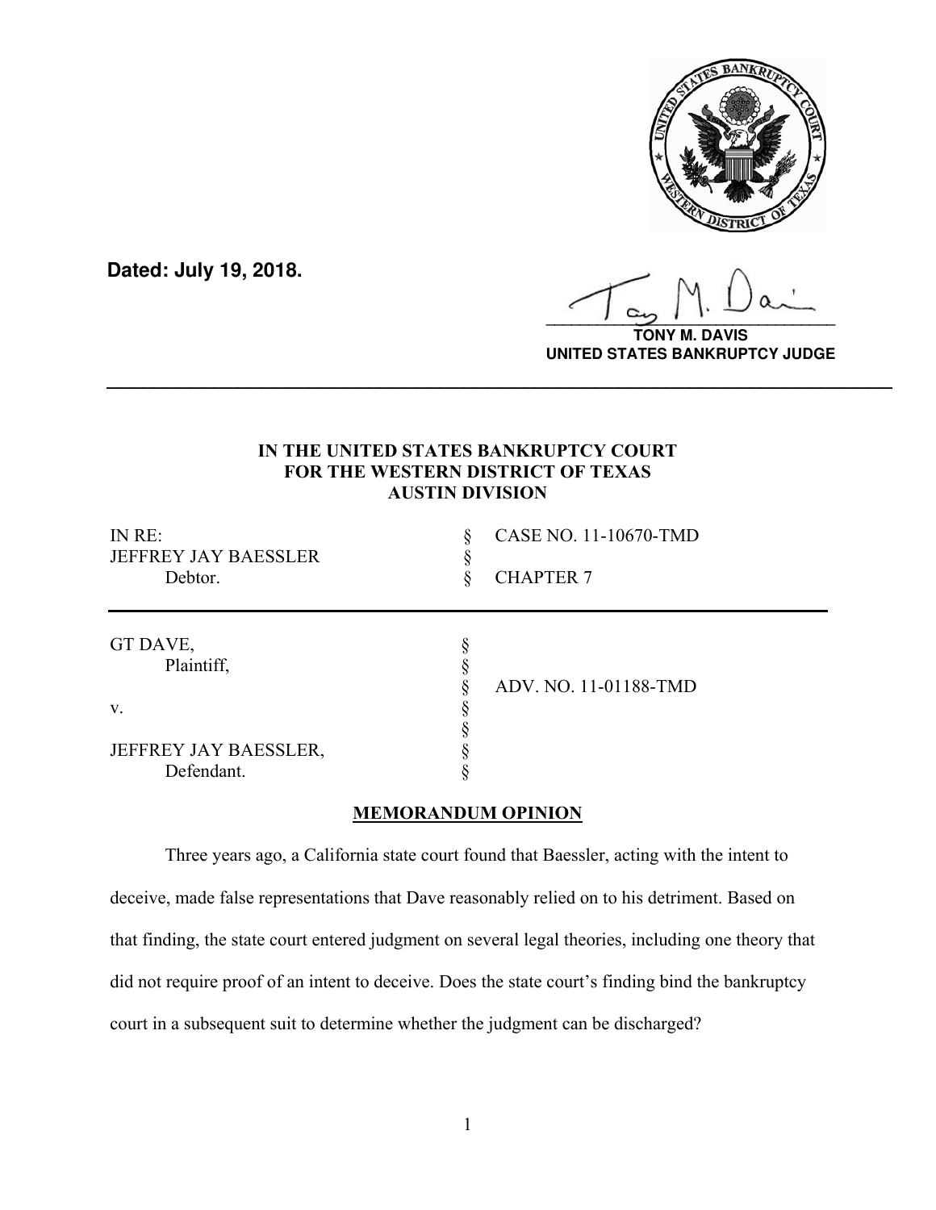**Dated: July 19, 2018.**

**TONY M. DAVIS**
**UNITED STATES BANKRUPTCY JUDGE**

---

**IN THE UNITED STATES BANKRUPTCY COURT**
**FOR THE WESTERN DISTRICT OF TEXAS**
**AUSTIN DIVISION**

| | | |
|---|---|---|
| IN RE: | § | CASE NO. 11-10670-TMD |
| JEFFREY JAY BAESSLER | § | |
| Debtor. | § | CHAPTER 7 |

---

| | | |
|---|---|---|
| GT DAVE, | § | |
| Plaintiff, | § | |
| | § | ADV. NO. 11-01188-TMD |
| v. | § | |
| | § | |
| JEFFREY JAY BAESSLER, | § | |
| Defendant. | § | |

## MEMORANDUM OPINION

Three years ago, a California state court found that Baessler, acting with the intent to deceive, made false representations that Dave reasonably relied on to his detriment. Based on that finding, the state court entered judgment on several legal theories, including one theory that did not require proof of an intent to deceive. Does the state court's finding bind the bankruptcy court in a subsequent suit to determine whether the judgment can be discharged?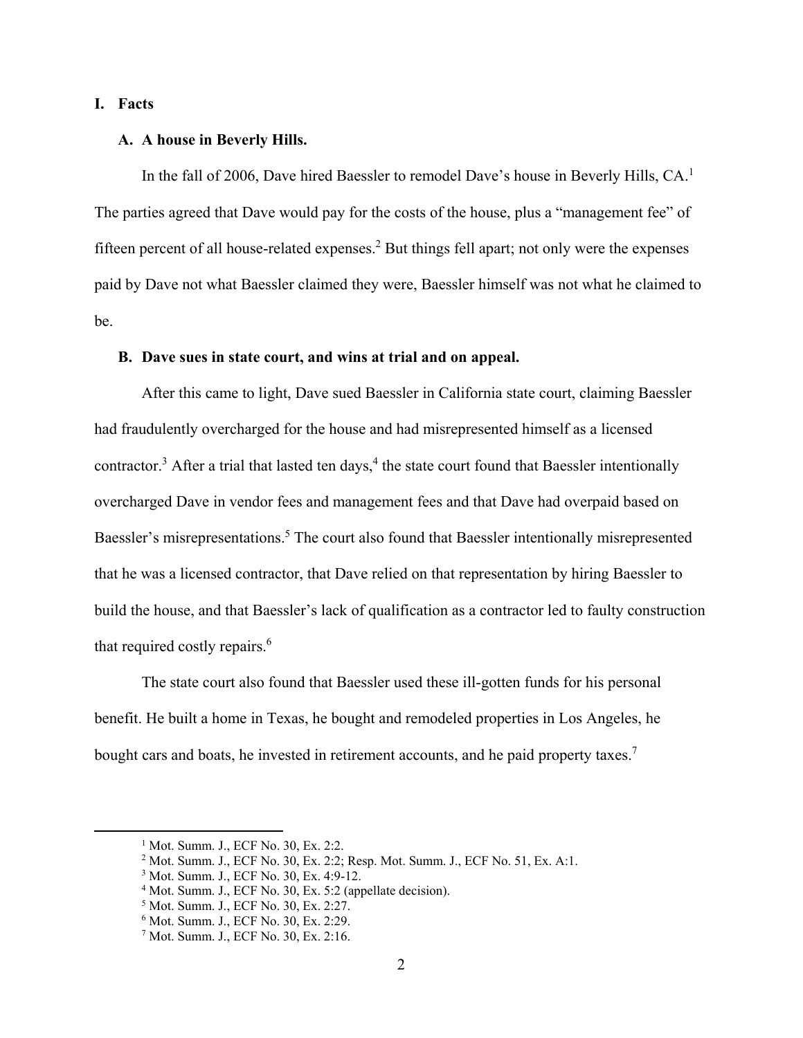# I. Facts

## A. A house in Beverly Hills.

In the fall of 2006, Dave hired Baessler to remodel Dave's house in Beverly Hills, CA.[1] The parties agreed that Dave would pay for the costs of the house, plus a "management fee" of fifteen percent of all house-related expenses.[2] But things fell apart; not only were the expenses paid by Dave not what Baessler claimed they were, Baessler himself was not what he claimed to be.

## B. Dave sues in state court, and wins at trial and on appeal.

After this came to light, Dave sued Baessler in California state court, claiming Baessler had fraudulently overcharged for the house and had misrepresented himself as a licensed contractor.[3] After a trial that lasted ten days,[4] the state court found that Baessler intentionally overcharged Dave in vendor fees and management fees and that Dave had overpaid based on Baessler's misrepresentations.[5] The court also found that Baessler intentionally misrepresented that he was a licensed contractor, that Dave relied on that representation by hiring Baessler to build the house, and that Baessler's lack of qualification as a contractor led to faulty construction that required costly repairs.[6]

The state court also found that Baessler used these ill-gotten funds for his personal benefit. He built a home in Texas, he bought and remodeled properties in Los Angeles, he bought cars and boats, he invested in retirement accounts, and he paid property taxes.[7]

---

[1] Mot. Summ. J., ECF No. 30, Ex. 2:2.

[2] Mot. Summ. J., ECF No. 30, Ex. 2:2; Resp. Mot. Summ. J., ECF No. 51, Ex. A:1.

[3] Mot. Summ. J., ECF No. 30, Ex. 4:9-12.

[4] Mot. Summ. J., ECF No. 30, Ex. 5:2 (appellate decision).

[5] Mot. Summ. J., ECF No. 30, Ex. 2:27.

[6] Mot. Summ. J., ECF No. 30, Ex. 2:29.

[7] Mot. Summ. J., ECF No. 30, Ex. 2:16.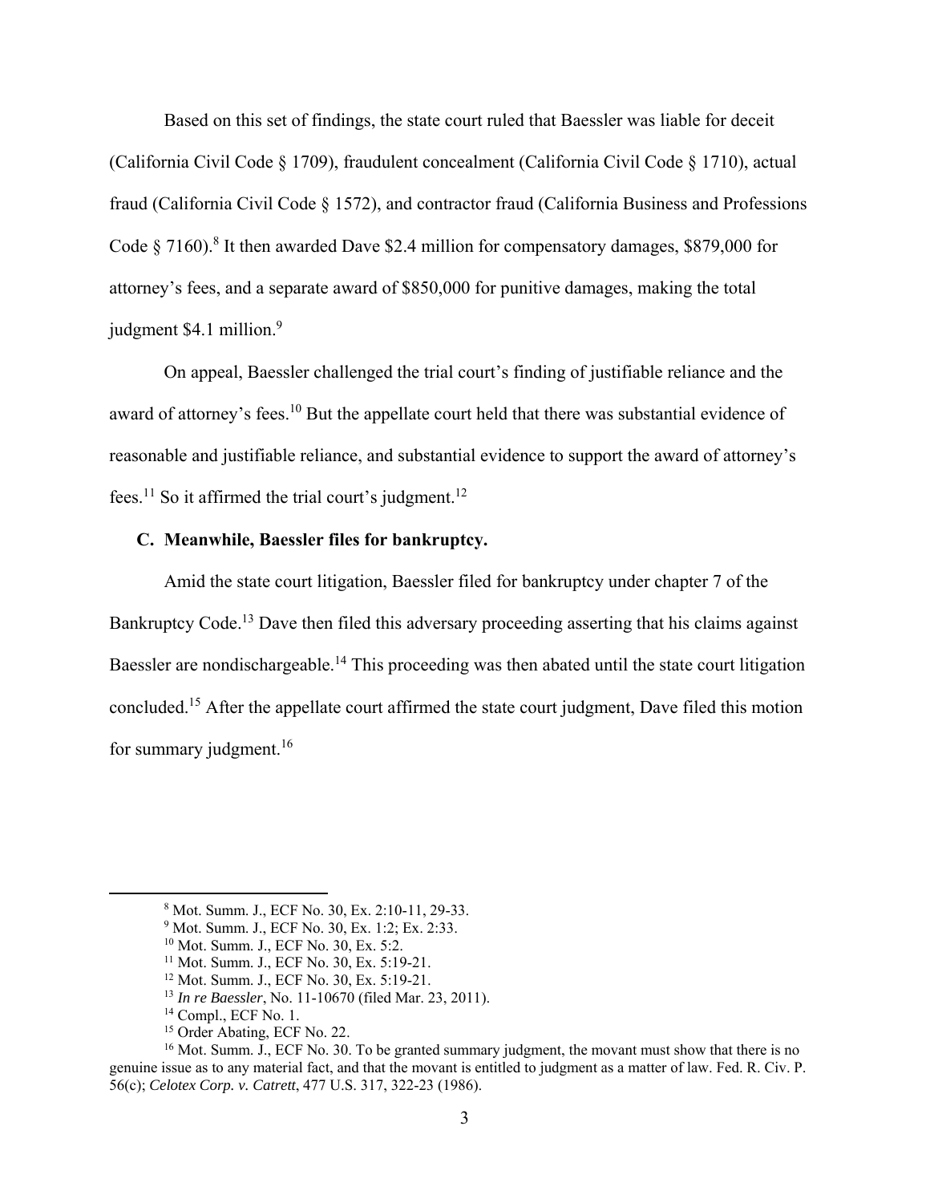Based on this set of findings, the state court ruled that Baessler was liable for deceit (California Civil Code § 1709), fraudulent concealment (California Civil Code § 1710), actual fraud (California Civil Code § 1572), and contractor fraud (California Business and Professions Code § 7160).[8] It then awarded Dave $2.4 million for compensatory damages, $879,000 for attorney's fees, and a separate award of $850,000 for punitive damages, making the total judgment $4.1 million.[9]

On appeal, Baessler challenged the trial court's finding of justifiable reliance and the award of attorney's fees.[10] But the appellate court held that there was substantial evidence of reasonable and justifiable reliance, and substantial evidence to support the award of attorney's fees.[11] So it affirmed the trial court's judgment.[12]

### C. Meanwhile, Baessler files for bankruptcy.

Amid the state court litigation, Baessler filed for bankruptcy under chapter 7 of the Bankruptcy Code.[13] Dave then filed this adversary proceeding asserting that his claims against Baessler are nondischargeable.[14] This proceeding was then abated until the state court litigation concluded.[15] After the appellate court affirmed the state court judgment, Dave filed this motion for summary judgment.[16]

---

[8] Mot. Summ. J., ECF No. 30, Ex. 2:10-11, 29-33.

[9] Mot. Summ. J., ECF No. 30, Ex. 1:2; Ex. 2:33.

[10] Mot. Summ. J., ECF No. 30, Ex. 5:2.

[11] Mot. Summ. J., ECF No. 30, Ex. 5:19-21.

[12] Mot. Summ. J., ECF No. 30, Ex. 5:19-21.

[13] *In re Baessler*, No. 11-10670 (filed Mar. 23, 2011).

[14] Compl., ECF No. 1.

[15] Order Abating, ECF No. 22.

[16] Mot. Summ. J., ECF No. 30. To be granted summary judgment, the movant must show that there is no genuine issue as to any material fact, and that the movant is entitled to judgment as a matter of law. Fed. R. Civ. P. 56(c); *Celotex Corp. v. Catrett*, 477 U.S. 317, 322-23 (1986).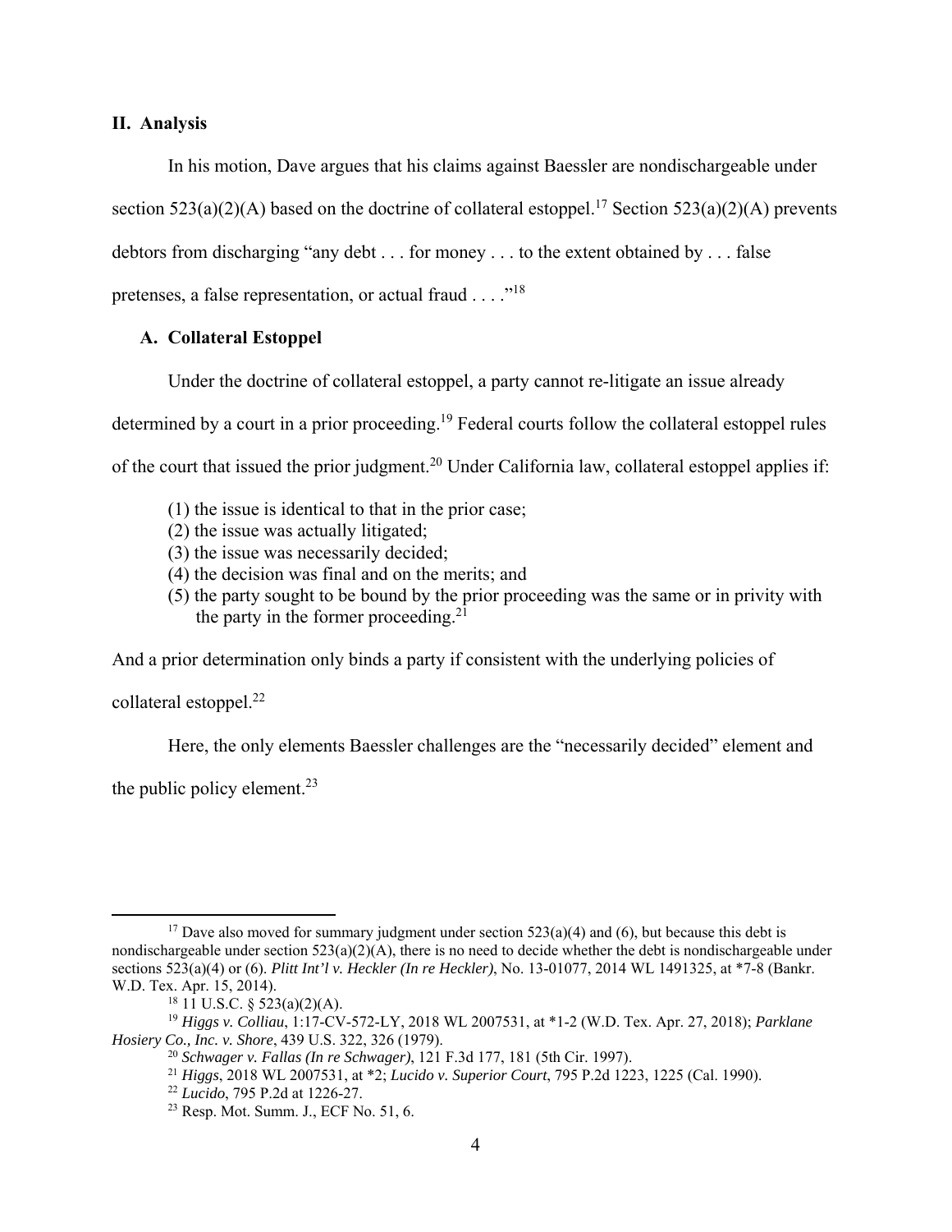## II. Analysis

In his motion, Dave argues that his claims against Baessler are nondischargeable under section 523(a)(2)(A) based on the doctrine of collateral estoppel.[17] Section 523(a)(2)(A) prevents debtors from discharging "any debt . . . for money . . . to the extent obtained by . . . false pretenses, a false representation, or actual fraud . . . ."[18]

### A. Collateral Estoppel

Under the doctrine of collateral estoppel, a party cannot re-litigate an issue already determined by a court in a prior proceeding.[19] Federal courts follow the collateral estoppel rules of the court that issued the prior judgment.[20] Under California law, collateral estoppel applies if:

(1) the issue is identical to that in the prior case;
(2) the issue was actually litigated;
(3) the issue was necessarily decided;
(4) the decision was final and on the merits; and
(5) the party sought to be bound by the prior proceeding was the same or in privity with the party in the former proceeding.[21]

And a prior determination only binds a party if consistent with the underlying policies of collateral estoppel.[22]

Here, the only elements Baessler challenges are the "necessarily decided" element and the public policy element.[23]

---

[17] Dave also moved for summary judgment under section 523(a)(4) and (6), but because this debt is nondischargeable under section 523(a)(2)(A), there is no need to decide whether the debt is nondischargeable under sections 523(a)(4) or (6). *Plitt Int'l v. Heckler (In re Heckler)*, No. 13-01077, 2014 WL 1491325, at *7-8 (Bankr. W.D. Tex. Apr. 15, 2014).

[18] 11 U.S.C. § 523(a)(2)(A).

[19] *Higgs v. Colliau*, 1:17-CV-572-LY, 2018 WL 2007531, at *1-2 (W.D. Tex. Apr. 27, 2018); *Parklane Hosiery Co., Inc. v. Shore*, 439 U.S. 322, 326 (1979).

[20] *Schwager v. Fallas (In re Schwager)*, 121 F.3d 177, 181 (5th Cir. 1997).

[21] *Higgs*, 2018 WL 2007531, at *2; *Lucido v. Superior Court*, 795 P.2d 1223, 1225 (Cal. 1990).

[22] *Lucido*, 795 P.2d at 1226-27.

[23] Resp. Mot. Summ. J., ECF No. 51, 6.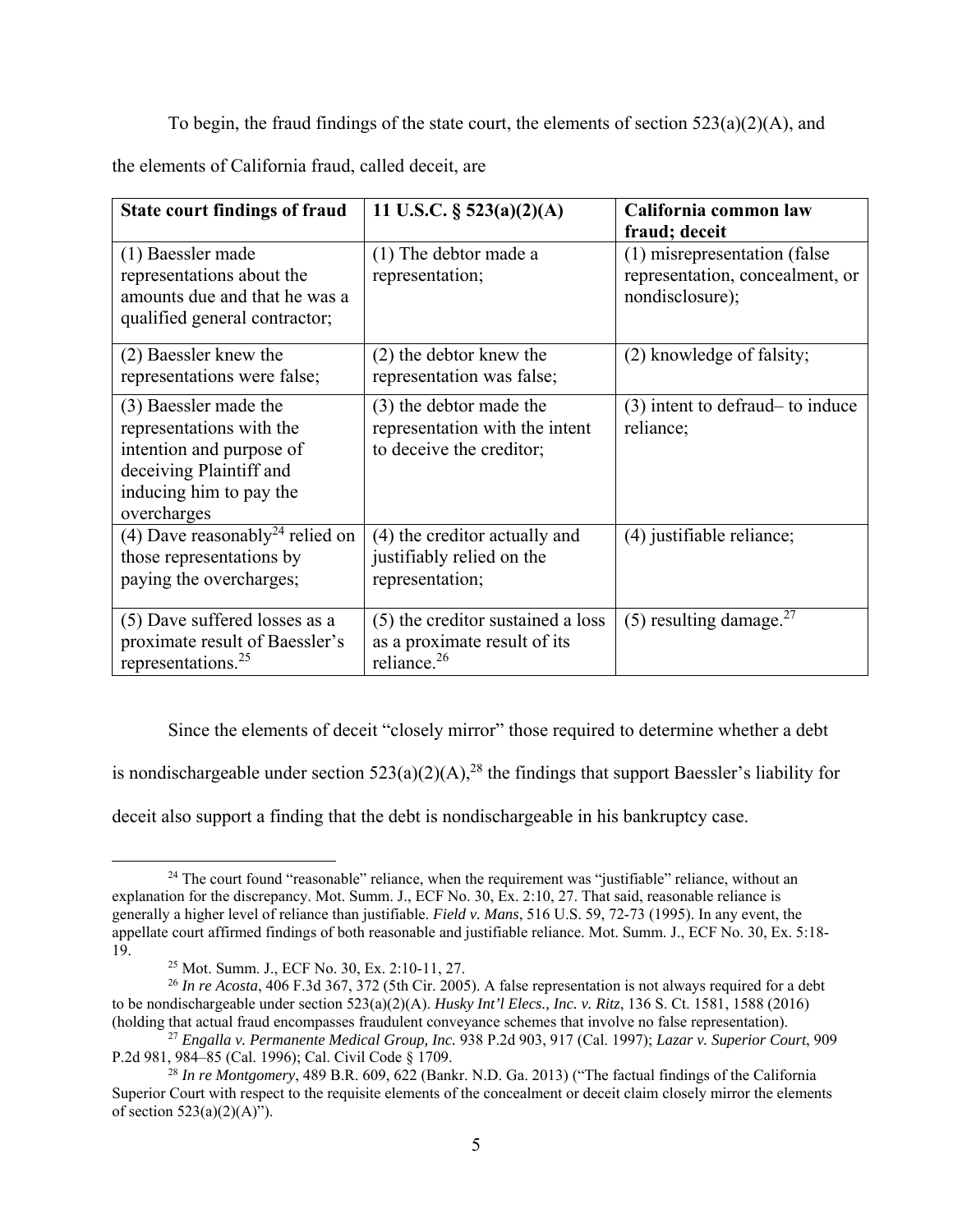To begin, the fraud findings of the state court, the elements of section 523(a)(2)(A), and the elements of California fraud, called deceit, are

| **State court findings of fraud** | **11 U.S.C. § 523(a)(2)(A)** | **California common law fraud; deceit** |
|---|---|---|
| (1) Baessler made representations about the amounts due and that he was a qualified general contractor; | (1) The debtor made a representation; | (1) misrepresentation (false representation, concealment, or nondisclosure); |
| (2) Baessler knew the representations were false; | (2) the debtor knew the representation was false; | (2) knowledge of falsity; |
| (3) Baessler made the representations with the intention and purpose of deceiving Plaintiff and inducing him to pay the overcharges | (3) the debtor made the representation with the intent to deceive the creditor; | (3) intent to defraud– to induce reliance; |
| (4) Dave reasonably[24] relied on those representations by paying the overcharges; | (4) the creditor actually and justifiably relied on the representation; | (4) justifiable reliance; |
| (5) Dave suffered losses as a proximate result of Baessler's representations.[25] | (5) the creditor sustained a loss as a proximate result of its reliance.[26] | (5) resulting damage.[27] |

Since the elements of deceit "closely mirror" those required to determine whether a debt is nondischargeable under section 523(a)(2)(A),[28] the findings that support Baessler's liability for deceit also support a finding that the debt is nondischargeable in his bankruptcy case.

[24] The court found "reasonable" reliance, when the requirement was "justifiable" reliance, without an explanation for the discrepancy. Mot. Summ. J., ECF No. 30, Ex. 2:10, 27. That said, reasonable reliance is generally a higher level of reliance than justifiable. *Field v. Mans*, 516 U.S. 59, 72-73 (1995). In any event, the appellate court affirmed findings of both reasonable and justifiable reliance. Mot. Summ. J., ECF No. 30, Ex. 5:18-19.

[25] Mot. Summ. J., ECF No. 30, Ex. 2:10-11, 27.

[26] *In re Acosta*, 406 F.3d 367, 372 (5th Cir. 2005). A false representation is not always required for a debt to be nondischargeable under section 523(a)(2)(A). *Husky Int'l Elecs., Inc. v. Ritz*, 136 S. Ct. 1581, 1588 (2016) (holding that actual fraud encompasses fraudulent conveyance schemes that involve no false representation).

[27] *Engalla v. Permanente Medical Group, Inc.* 938 P.2d 903, 917 (Cal. 1997); *Lazar v. Superior Court*, 909 P.2d 981, 984–85 (Cal. 1996); Cal. Civil Code § 1709.

[28] *In re Montgomery*, 489 B.R. 609, 622 (Bankr. N.D. Ga. 2013) ("The factual findings of the California Superior Court with respect to the requisite elements of the concealment or deceit claim closely mirror the elements of section 523(a)(2)(A)").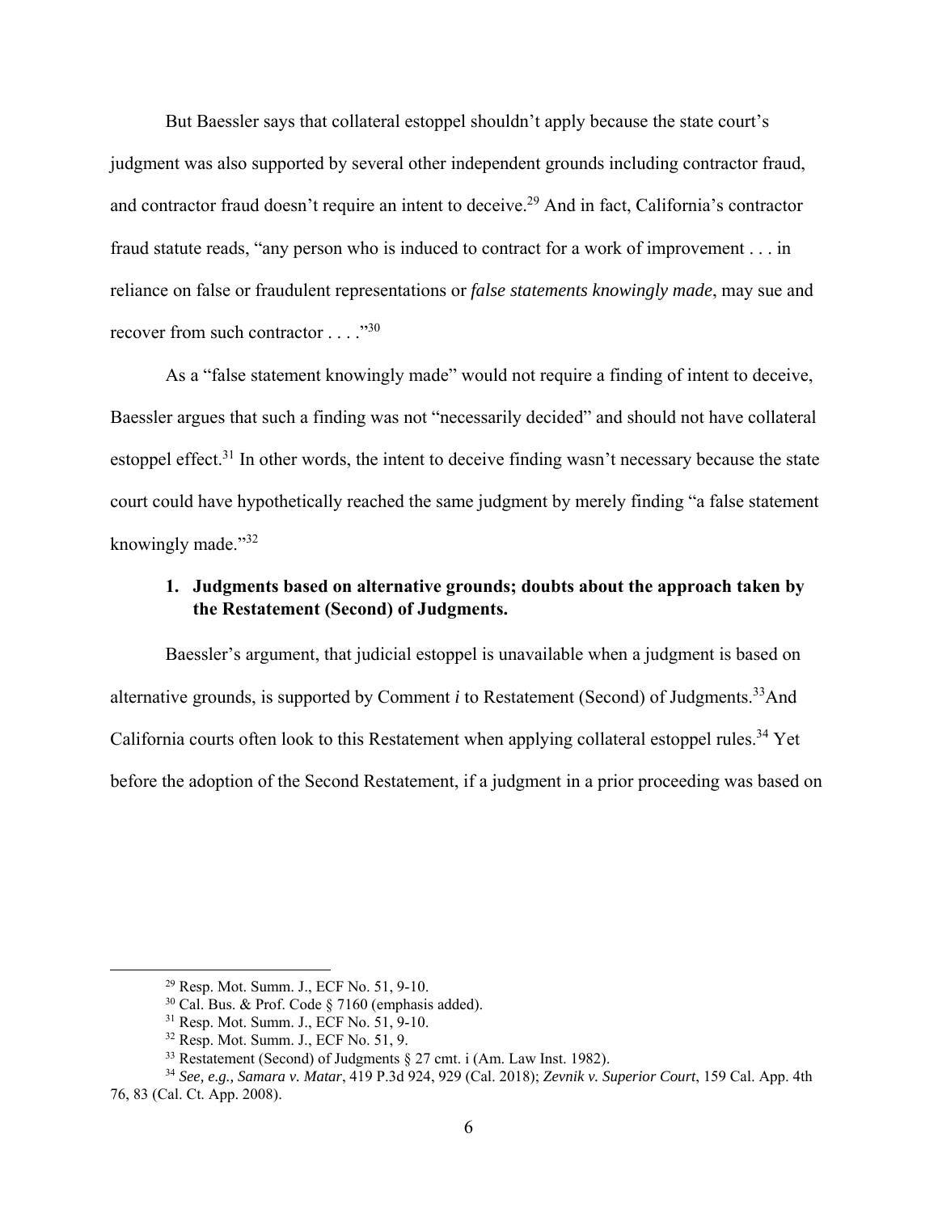But Baessler says that collateral estoppel shouldn't apply because the state court's judgment was also supported by several other independent grounds including contractor fraud, and contractor fraud doesn't require an intent to deceive.[29] And in fact, California's contractor fraud statute reads, "any person who is induced to contract for a work of improvement . . . in reliance on false or fraudulent representations or *false statements knowingly made*, may sue and recover from such contractor . . . ."[30]

As a "false statement knowingly made" would not require a finding of intent to deceive, Baessler argues that such a finding was not "necessarily decided" and should not have collateral estoppel effect.[31] In other words, the intent to deceive finding wasn't necessary because the state court could have hypothetically reached the same judgment by merely finding "a false statement knowingly made."[32]

### 1. Judgments based on alternative grounds; doubts about the approach taken by the Restatement (Second) of Judgments.

Baessler's argument, that judicial estoppel is unavailable when a judgment is based on alternative grounds, is supported by Comment *i* to Restatement (Second) of Judgments.[33] And California courts often look to this Restatement when applying collateral estoppel rules.[34] Yet before the adoption of the Second Restatement, if a judgment in a prior proceeding was based on

---

[29] Resp. Mot. Summ. J., ECF No. 51, 9-10.

[30] Cal. Bus. & Prof. Code § 7160 (emphasis added).

[31] Resp. Mot. Summ. J., ECF No. 51, 9-10.

[32] Resp. Mot. Summ. J., ECF No. 51, 9.

[33] Restatement (Second) of Judgments § 27 cmt. i (Am. Law Inst. 1982).

[34] *See, e.g., Samara v. Matar*, 419 P.3d 924, 929 (Cal. 2018); *Zevnik v. Superior Court*, 159 Cal. App. 4th 76, 83 (Cal. Ct. App. 2008).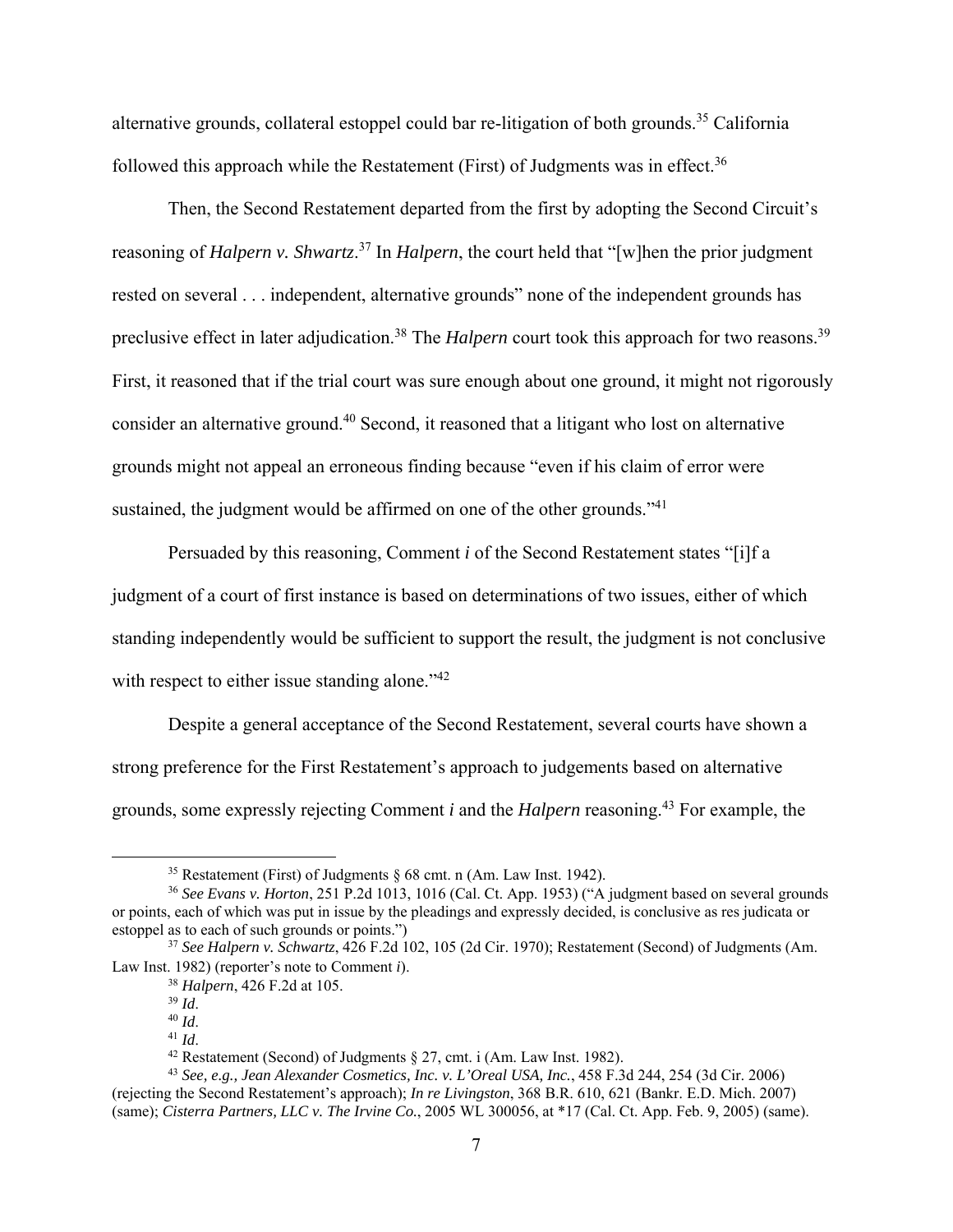alternative grounds, collateral estoppel could bar re-litigation of both grounds.[35] California followed this approach while the Restatement (First) of Judgments was in effect.[36]

Then, the Second Restatement departed from the first by adopting the Second Circuit's reasoning of *Halpern v. Shwartz*.[37] In *Halpern*, the court held that "[w]hen the prior judgment rested on several . . . independent, alternative grounds" none of the independent grounds has preclusive effect in later adjudication.[38] The *Halpern* court took this approach for two reasons.[39] First, it reasoned that if the trial court was sure enough about one ground, it might not rigorously consider an alternative ground.[40] Second, it reasoned that a litigant who lost on alternative grounds might not appeal an erroneous finding because "even if his claim of error were sustained, the judgment would be affirmed on one of the other grounds."[41]

Persuaded by this reasoning, Comment *i* of the Second Restatement states "[i]f a judgment of a court of first instance is based on determinations of two issues, either of which standing independently would be sufficient to support the result, the judgment is not conclusive with respect to either issue standing alone."[42]

Despite a general acceptance of the Second Restatement, several courts have shown a strong preference for the First Restatement's approach to judgements based on alternative grounds, some expressly rejecting Comment *i* and the *Halpern* reasoning.[43] For example, the

---

[35] Restatement (First) of Judgments § 68 cmt. n (Am. Law Inst. 1942).

[36] *See Evans v. Horton*, 251 P.2d 1013, 1016 (Cal. Ct. App. 1953) ("A judgment based on several grounds or points, each of which was put in issue by the pleadings and expressly decided, is conclusive as res judicata or estoppel as to each of such grounds or points.")

[37] *See Halpern v. Schwartz*, 426 F.2d 102, 105 (2d Cir. 1970); Restatement (Second) of Judgments (Am. Law Inst. 1982) (reporter's note to Comment *i*).

[38] *Halpern*, 426 F.2d at 105.

[39] *Id*.

[40] *Id*.

[41] *Id*.

[42] Restatement (Second) of Judgments § 27, cmt. i (Am. Law Inst. 1982).

[43] *See, e.g., Jean Alexander Cosmetics, Inc. v. L'Oreal USA, Inc.*, 458 F.3d 244, 254 (3d Cir. 2006) (rejecting the Second Restatement's approach); *In re Livingston*, 368 B.R. 610, 621 (Bankr. E.D. Mich. 2007) (same); *Cisterra Partners, LLC v. The Irvine Co.*, 2005 WL 300056, at *17 (Cal. Ct. App. Feb. 9, 2005) (same).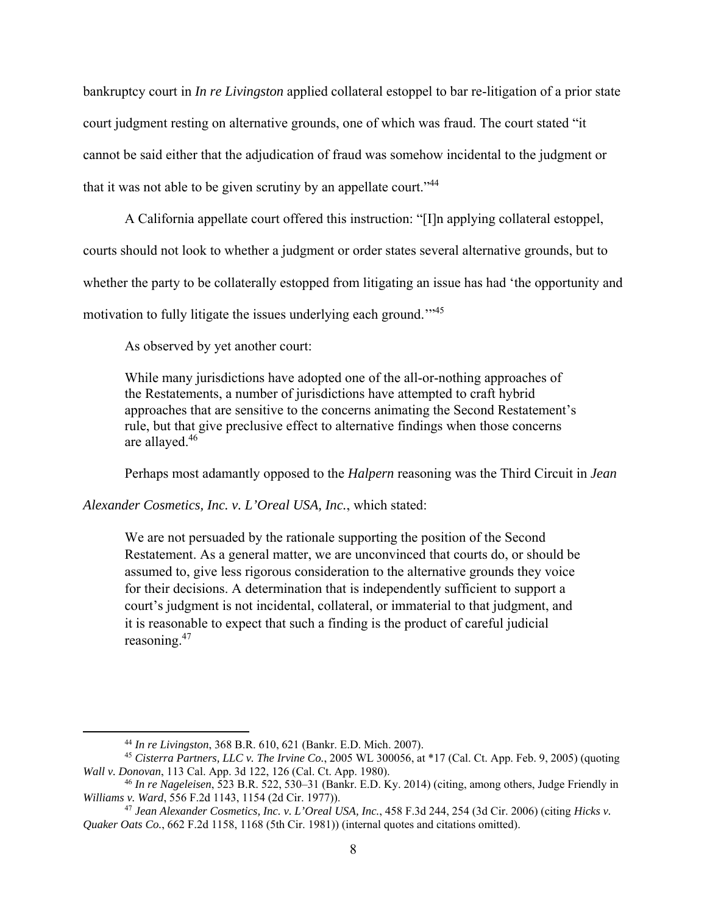bankruptcy court in *In re Livingston* applied collateral estoppel to bar re-litigation of a prior state court judgment resting on alternative grounds, one of which was fraud. The court stated "it cannot be said either that the adjudication of fraud was somehow incidental to the judgment or that it was not able to be given scrutiny by an appellate court."[44]

A California appellate court offered this instruction: "[I]n applying collateral estoppel, courts should not look to whether a judgment or order states several alternative grounds, but to whether the party to be collaterally estopped from litigating an issue has had 'the opportunity and motivation to fully litigate the issues underlying each ground.'"[45]

As observed by yet another court:

> While many jurisdictions have adopted one of the all-or-nothing approaches of the Restatements, a number of jurisdictions have attempted to craft hybrid approaches that are sensitive to the concerns animating the Second Restatement's rule, but that give preclusive effect to alternative findings when those concerns are allayed.[46]

Perhaps most adamantly opposed to the *Halpern* reasoning was the Third Circuit in *Jean Alexander Cosmetics, Inc. v. L'Oreal USA, Inc.*, which stated:

> We are not persuaded by the rationale supporting the position of the Second Restatement. As a general matter, we are unconvinced that courts do, or should be assumed to, give less rigorous consideration to the alternative grounds they voice for their decisions. A determination that is independently sufficient to support a court's judgment is not incidental, collateral, or immaterial to that judgment, and it is reasonable to expect that such a finding is the product of careful judicial reasoning.[47]

---

[44] *In re Livingston*, 368 B.R. 610, 621 (Bankr. E.D. Mich. 2007).

[45] *Cisterra Partners, LLC v. The Irvine Co.*, 2005 WL 300056, at *17 (Cal. Ct. App. Feb. 9, 2005) (quoting *Wall v. Donovan*, 113 Cal. App. 3d 122, 126 (Cal. Ct. App. 1980).

[46] *In re Nageleisen*, 523 B.R. 522, 530–31 (Bankr. E.D. Ky. 2014) (citing, among others, Judge Friendly in *Williams v. Ward*, 556 F.2d 1143, 1154 (2d Cir. 1977)).

[47] *Jean Alexander Cosmetics, Inc. v. L'Oreal USA, Inc.*, 458 F.3d 244, 254 (3d Cir. 2006) (citing *Hicks v. Quaker Oats Co.*, 662 F.2d 1158, 1168 (5th Cir. 1981)) (internal quotes and citations omitted).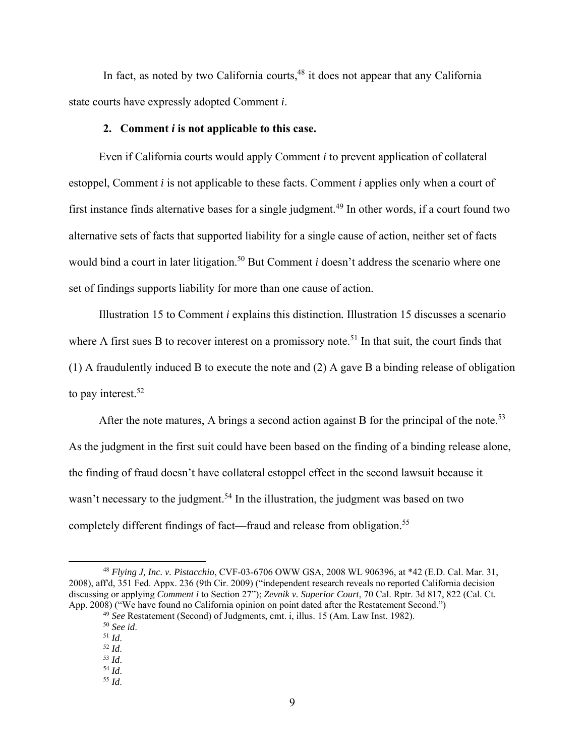In fact, as noted by two California courts,[48] it does not appear that any California state courts have expressly adopted Comment *i*.

**2. Comment *i* is not applicable to this case.**

Even if California courts would apply Comment *i* to prevent application of collateral estoppel, Comment *i* is not applicable to these facts. Comment *i* applies only when a court of first instance finds alternative bases for a single judgment.[49] In other words, if a court found two alternative sets of facts that supported liability for a single cause of action, neither set of facts would bind a court in later litigation.[50] But Comment *i* doesn't address the scenario where one set of findings supports liability for more than one cause of action.

Illustration 15 to Comment *i* explains this distinction. Illustration 15 discusses a scenario where A first sues B to recover interest on a promissory note.[51] In that suit, the court finds that (1) A fraudulently induced B to execute the note and (2) A gave B a binding release of obligation to pay interest.[52]

After the note matures, A brings a second action against B for the principal of the note.[53] As the judgment in the first suit could have been based on the finding of a binding release alone, the finding of fraud doesn't have collateral estoppel effect in the second lawsuit because it wasn't necessary to the judgment.[54] In the illustration, the judgment was based on two completely different findings of fact—fraud and release from obligation.[55]

---

[48] *Flying J, Inc. v. Pistacchio*, CVF-03-6706 OWW GSA, 2008 WL 906396, at *42 (E.D. Cal. Mar. 31, 2008), aff'd, 351 Fed. Appx. 236 (9th Cir. 2009) ("independent research reveals no reported California decision discussing or applying *Comment i* to Section 27"); ***Zevnik v. Superior Court***, 70 Cal. Rptr. 3d 817, 822 (Cal. Ct. App. 2008) ("We have found no California opinion on point dated after the Restatement Second.")

[49] *See* Restatement (Second) of Judgments, cmt. i, illus. 15 (Am. Law Inst. 1982).

[50] *See id*.

[51] *Id*.

[52] *Id*.

[53] *Id*.

[54] *Id*.

[55] *Id*.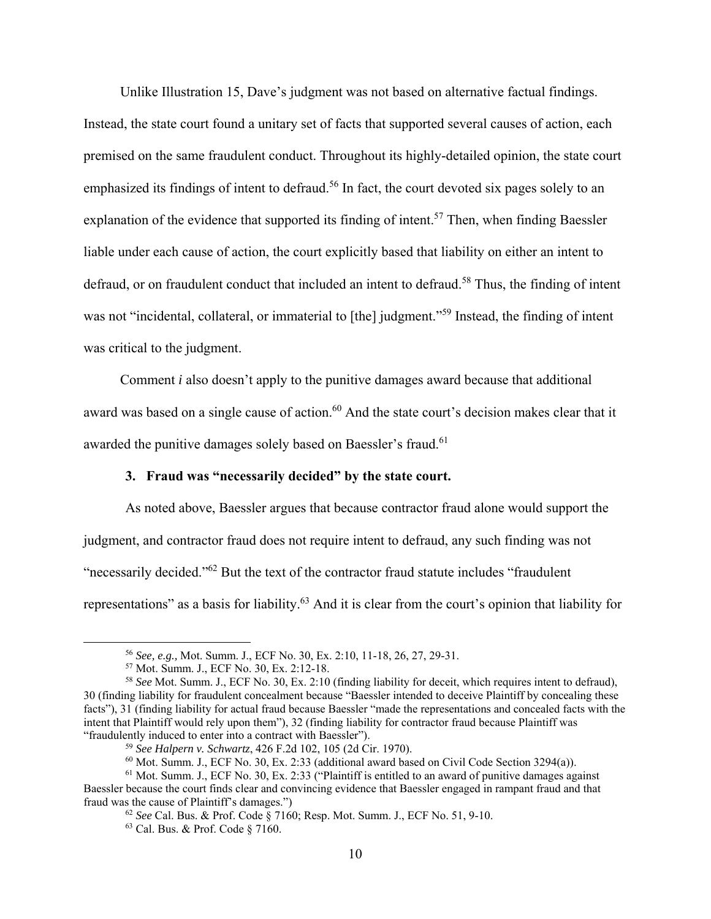Unlike Illustration 15, Dave's judgment was not based on alternative factual findings. Instead, the state court found a unitary set of facts that supported several causes of action, each premised on the same fraudulent conduct. Throughout its highly-detailed opinion, the state court emphasized its findings of intent to defraud.[56] In fact, the court devoted six pages solely to an explanation of the evidence that supported its finding of intent.[57] Then, when finding Baessler liable under each cause of action, the court explicitly based that liability on either an intent to defraud, or on fraudulent conduct that included an intent to defraud.[58] Thus, the finding of intent was not "incidental, collateral, or immaterial to [the] judgment."[59] Instead, the finding of intent was critical to the judgment.

Comment *i* also doesn't apply to the punitive damages award because that additional award was based on a single cause of action.[60] And the state court's decision makes clear that it awarded the punitive damages solely based on Baessler's fraud.[61]

### 3. Fraud was "necessarily decided" by the state court.

As noted above, Baessler argues that because contractor fraud alone would support the judgment, and contractor fraud does not require intent to defraud, any such finding was not "necessarily decided."[62] But the text of the contractor fraud statute includes "fraudulent representations" as a basis for liability.[63] And it is clear from the court's opinion that liability for

---

[56] *See, e.g.,* Mot. Summ. J., ECF No. 30, Ex. 2:10, 11-18, 26, 27, 29-31.

[57] Mot. Summ. J., ECF No. 30, Ex. 2:12-18.

[58] *See* Mot. Summ. J., ECF No. 30, Ex. 2:10 (finding liability for deceit, which requires intent to defraud), 30 (finding liability for fraudulent concealment because "Baessler intended to deceive Plaintiff by concealing these facts"), 31 (finding liability for actual fraud because Baessler "made the representations and concealed facts with the intent that Plaintiff would rely upon them"), 32 (finding liability for contractor fraud because Plaintiff was "fraudulently induced to enter into a contract with Baessler").

[59] *See Halpern v. Schwartz*, 426 F.2d 102, 105 (2d Cir. 1970).

[60] Mot. Summ. J., ECF No. 30, Ex. 2:33 (additional award based on Civil Code Section 3294(a)).

[61] Mot. Summ. J., ECF No. 30, Ex. 2:33 ("Plaintiff is entitled to an award of punitive damages against Baessler because the court finds clear and convincing evidence that Baessler engaged in rampant fraud and that fraud was the cause of Plaintiff's damages.")

[62] *See* Cal. Bus. & Prof. Code § 7160; Resp. Mot. Summ. J., ECF No. 51, 9-10.

[63] Cal. Bus. & Prof. Code § 7160.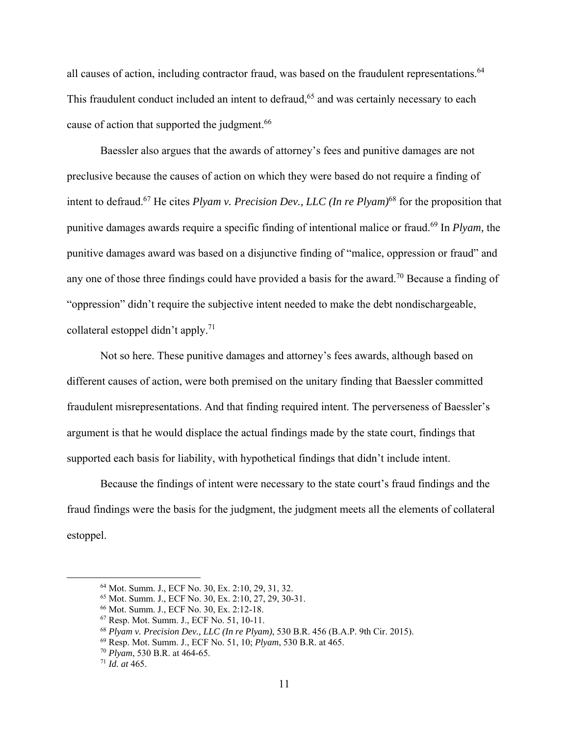all causes of action, including contractor fraud, was based on the fraudulent representations.[64] This fraudulent conduct included an intent to defraud,[65] and was certainly necessary to each cause of action that supported the judgment.[66]

Baessler also argues that the awards of attorney's fees and punitive damages are not preclusive because the causes of action on which they were based do not require a finding of intent to defraud.[67] He cites *Plyam v. Precision Dev., LLC (In re Plyam)*[68] for the proposition that punitive damages awards require a specific finding of intentional malice or fraud.[69] In *Plyam,* the punitive damages award was based on a disjunctive finding of "malice, oppression or fraud" and any one of those three findings could have provided a basis for the award.[70] Because a finding of "oppression" didn't require the subjective intent needed to make the debt nondischargeable, collateral estoppel didn't apply.[71]

Not so here. These punitive damages and attorney's fees awards, although based on different causes of action, were both premised on the unitary finding that Baessler committed fraudulent misrepresentations. And that finding required intent. The perverseness of Baessler's argument is that he would displace the actual findings made by the state court, findings that supported each basis for liability, with hypothetical findings that didn't include intent.

Because the findings of intent were necessary to the state court's fraud findings and the fraud findings were the basis for the judgment, the judgment meets all the elements of collateral estoppel.

---

[64] Mot. Summ. J., ECF No. 30, Ex. 2:10, 29, 31, 32.

[65] Mot. Summ. J., ECF No. 30, Ex. 2:10, 27, 29, 30-31.

[66] Mot. Summ. J., ECF No. 30, Ex. 2:12-18.

[67] Resp. Mot. Summ. J., ECF No. 51, 10-11.

[68] *Plyam v. Precision Dev., LLC (In re Plyam)*, 530 B.R. 456 (B.A.P. 9th Cir. 2015).

[69] Resp. Mot. Summ. J., ECF No. 51, 10; *Plyam*, 530 B.R. at 465.

[70] *Plyam*, 530 B.R. at 464-65.

[71] *Id. at* 465.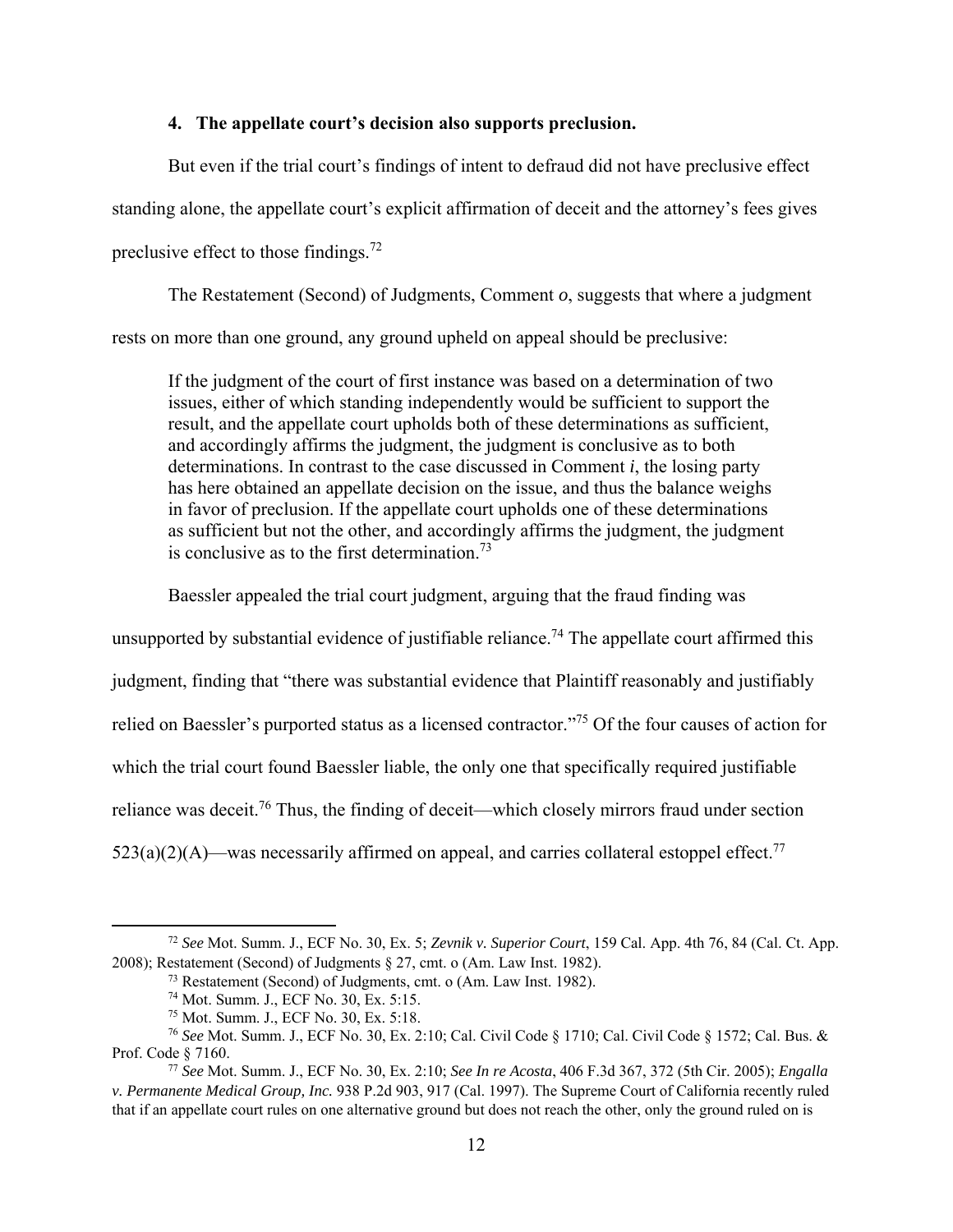#### 4. The appellate court's decision also supports preclusion.

But even if the trial court's findings of intent to defraud did not have preclusive effect standing alone, the appellate court's explicit affirmation of deceit and the attorney's fees gives preclusive effect to those findings.[72]

The Restatement (Second) of Judgments, Comment *o*, suggests that where a judgment rests on more than one ground, any ground upheld on appeal should be preclusive:

> If the judgment of the court of first instance was based on a determination of two issues, either of which standing independently would be sufficient to support the result, and the appellate court upholds both of these determinations as sufficient, and accordingly affirms the judgment, the judgment is conclusive as to both determinations. In contrast to the case discussed in Comment *i*, the losing party has here obtained an appellate decision on the issue, and thus the balance weighs in favor of preclusion. If the appellate court upholds one of these determinations as sufficient but not the other, and accordingly affirms the judgment, the judgment is conclusive as to the first determination.[73]

Baessler appealed the trial court judgment, arguing that the fraud finding was unsupported by substantial evidence of justifiable reliance.[74] The appellate court affirmed this judgment, finding that "there was substantial evidence that Plaintiff reasonably and justifiably relied on Baessler's purported status as a licensed contractor."[75] Of the four causes of action for which the trial court found Baessler liable, the only one that specifically required justifiable reliance was deceit.[76] Thus, the finding of deceit—which closely mirrors fraud under section 523(a)(2)(A)—was necessarily affirmed on appeal, and carries collateral estoppel effect.[77]

---

[72] *See* Mot. Summ. J., ECF No. 30, Ex. 5; *Zevnik v. Superior Court*, 159 Cal. App. 4th 76, 84 (Cal. Ct. App. 2008); Restatement (Second) of Judgments § 27, cmt. o (Am. Law Inst. 1982).

[73] Restatement (Second) of Judgments, cmt. o (Am. Law Inst. 1982).

[74] Mot. Summ. J., ECF No. 30, Ex. 5:15.

[75] Mot. Summ. J., ECF No. 30, Ex. 5:18.

[76] *See* Mot. Summ. J., ECF No. 30, Ex. 2:10; Cal. Civil Code § 1710; Cal. Civil Code § 1572; Cal. Bus. & Prof. Code § 7160.

[77] *See* Mot. Summ. J., ECF No. 30, Ex. 2:10; *See In re Acosta*, 406 F.3d 367, 372 (5th Cir. 2005); *Engalla v. Permanente Medical Group, Inc.* 938 P.2d 903, 917 (Cal. 1997). The Supreme Court of California recently ruled that if an appellate court rules on one alternative ground but does not reach the other, only the ground ruled on is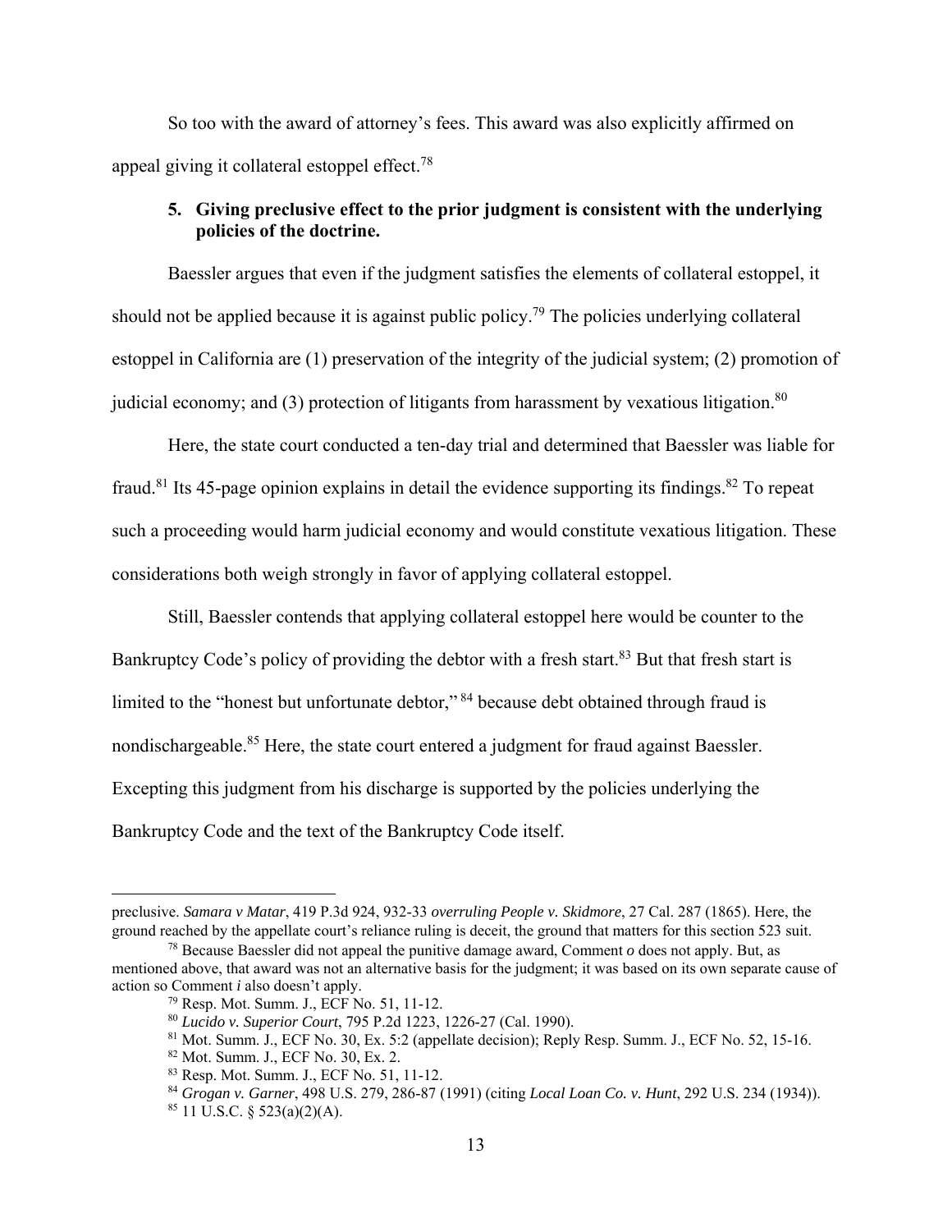So too with the award of attorney's fees. This award was also explicitly affirmed on appeal giving it collateral estoppel effect.[78]

**5. Giving preclusive effect to the prior judgment is consistent with the underlying policies of the doctrine.**

Baessler argues that even if the judgment satisfies the elements of collateral estoppel, it should not be applied because it is against public policy.[79] The policies underlying collateral estoppel in California are (1) preservation of the integrity of the judicial system; (2) promotion of judicial economy; and (3) protection of litigants from harassment by vexatious litigation.[80]

Here, the state court conducted a ten-day trial and determined that Baessler was liable for fraud.[81] Its 45-page opinion explains in detail the evidence supporting its findings.[82] To repeat such a proceeding would harm judicial economy and would constitute vexatious litigation. These considerations both weigh strongly in favor of applying collateral estoppel.

Still, Baessler contends that applying collateral estoppel here would be counter to the Bankruptcy Code's policy of providing the debtor with a fresh start.[83] But that fresh start is limited to the "honest but unfortunate debtor," [84] because debt obtained through fraud is nondischargeable.[85] Here, the state court entered a judgment for fraud against Baessler. Excepting this judgment from his discharge is supported by the policies underlying the Bankruptcy Code and the text of the Bankruptcy Code itself.

---

preclusive. *Samara v Matar*, 419 P.3d 924, 932-33 *overruling People v. Skidmore*, 27 Cal. 287 (1865). Here, the ground reached by the appellate court's reliance ruling is deceit, the ground that matters for this section 523 suit.

[78] Because Baessler did not appeal the punitive damage award, Comment *o* does not apply. But, as mentioned above, that award was not an alternative basis for the judgment; it was based on its own separate cause of action so Comment *i* also doesn't apply.

[79] Resp. Mot. Summ. J., ECF No. 51, 11-12.

[80] *Lucido v. Superior Court*, 795 P.2d 1223, 1226-27 (Cal. 1990).

[81] Mot. Summ. J., ECF No. 30, Ex. 5:2 (appellate decision); Reply Resp. Summ. J., ECF No. 52, 15-16.

[82] Mot. Summ. J., ECF No. 30, Ex. 2.

[83] Resp. Mot. Summ. J., ECF No. 51, 11-12.

[84] *Grogan v. Garner*, 498 U.S. 279, 286-87 (1991) (citing *Local Loan Co. v. Hunt*, 292 U.S. 234 (1934)).

[85] 11 U.S.C. § 523(a)(2)(A).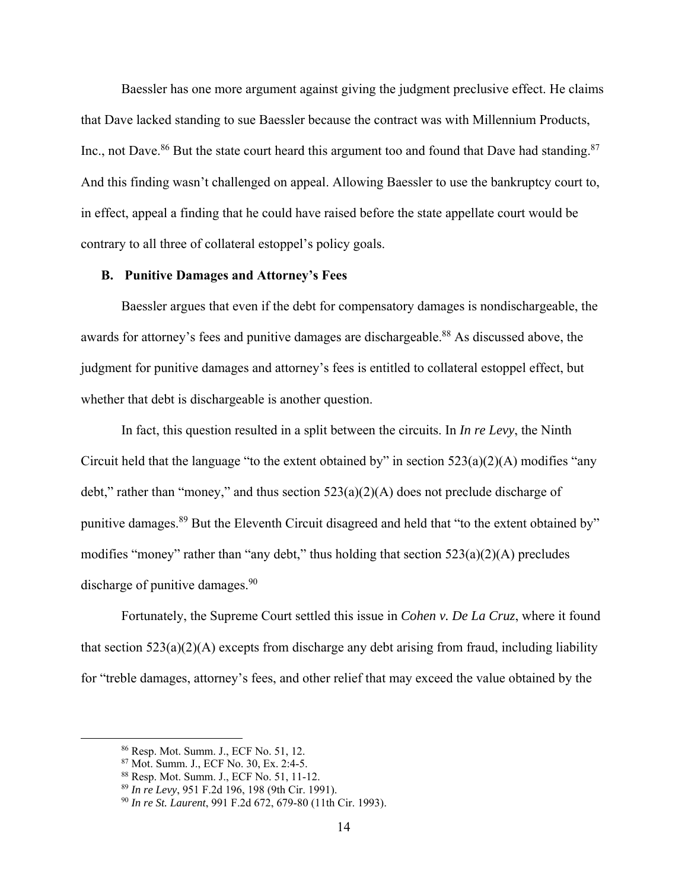Baessler has one more argument against giving the judgment preclusive effect. He claims that Dave lacked standing to sue Baessler because the contract was with Millennium Products, Inc., not Dave.[86] But the state court heard this argument too and found that Dave had standing.[87] And this finding wasn't challenged on appeal. Allowing Baessler to use the bankruptcy court to, in effect, appeal a finding that he could have raised before the state appellate court would be contrary to all three of collateral estoppel's policy goals.

### B. Punitive Damages and Attorney's Fees

Baessler argues that even if the debt for compensatory damages is nondischargeable, the awards for attorney's fees and punitive damages are dischargeable.[88] As discussed above, the judgment for punitive damages and attorney's fees is entitled to collateral estoppel effect, but whether that debt is dischargeable is another question.

In fact, this question resulted in a split between the circuits. In *In re Levy*, the Ninth Circuit held that the language "to the extent obtained by" in section 523(a)(2)(A) modifies "any debt," rather than "money," and thus section 523(a)(2)(A) does not preclude discharge of punitive damages.[89] But the Eleventh Circuit disagreed and held that "to the extent obtained by" modifies "money" rather than "any debt," thus holding that section 523(a)(2)(A) precludes discharge of punitive damages.[90]

Fortunately, the Supreme Court settled this issue in *Cohen v. De La Cruz*, where it found that section 523(a)(2)(A) excepts from discharge any debt arising from fraud, including liability for "treble damages, attorney's fees, and other relief that may exceed the value obtained by the

---

[86] Resp. Mot. Summ. J., ECF No. 51, 12.

[87] Mot. Summ. J., ECF No. 30, Ex. 2:4-5.

[88] Resp. Mot. Summ. J., ECF No. 51, 11-12.

[89] *In re Levy*, 951 F.2d 196, 198 (9th Cir. 1991).

[90] *In re St. Laurent*, 991 F.2d 672, 679-80 (11th Cir. 1993).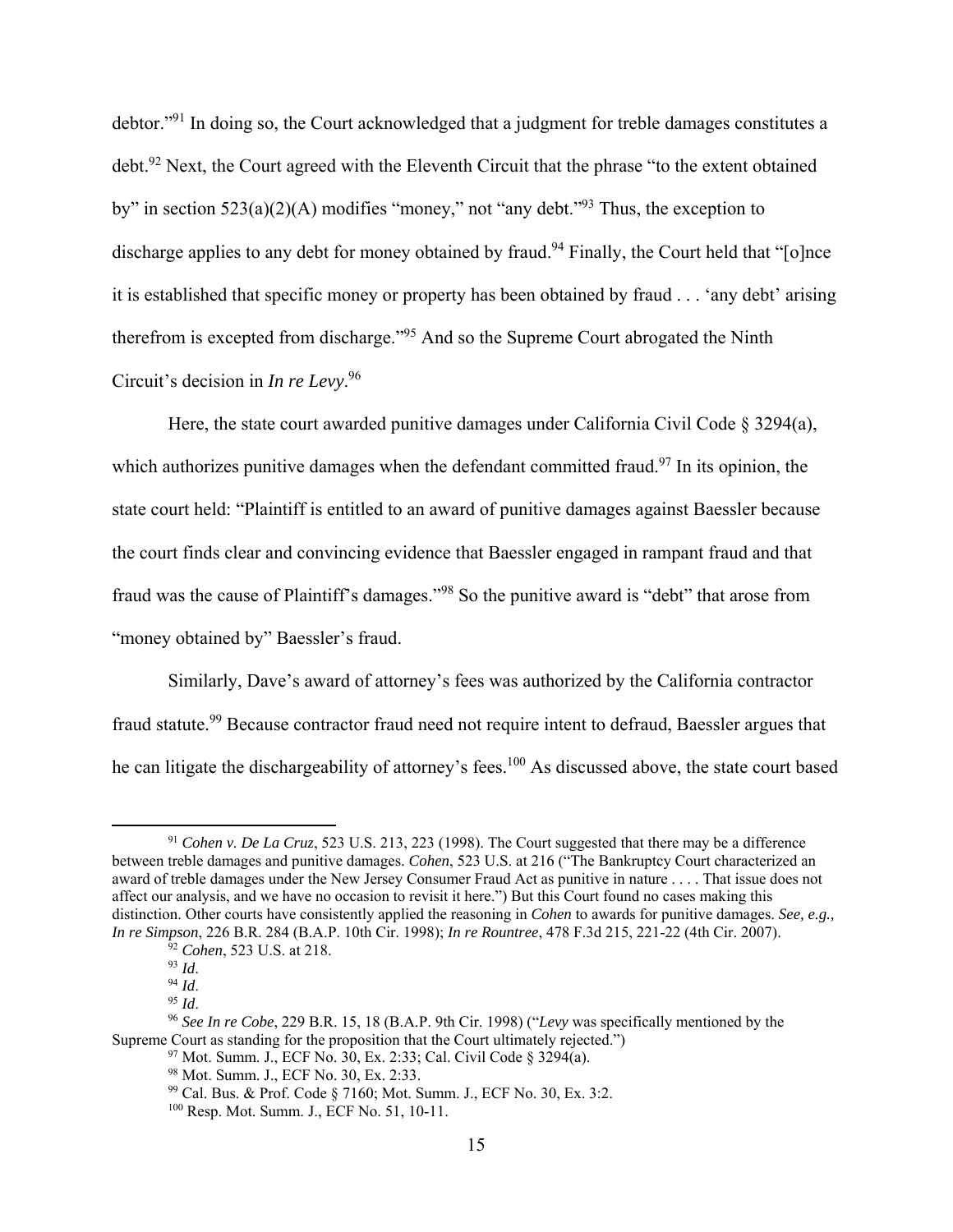debtor."[91] In doing so, the Court acknowledged that a judgment for treble damages constitutes a debt.[92] Next, the Court agreed with the Eleventh Circuit that the phrase "to the extent obtained by" in section 523(a)(2)(A) modifies "money," not "any debt."[93] Thus, the exception to discharge applies to any debt for money obtained by fraud.[94] Finally, the Court held that "[o]nce it is established that specific money or property has been obtained by fraud . . . 'any debt' arising therefrom is excepted from discharge."[95] And so the Supreme Court abrogated the Ninth Circuit's decision in *In re Levy*.[96]

Here, the state court awarded punitive damages under California Civil Code § 3294(a), which authorizes punitive damages when the defendant committed fraud.[97] In its opinion, the state court held: "Plaintiff is entitled to an award of punitive damages against Baessler because the court finds clear and convincing evidence that Baessler engaged in rampant fraud and that fraud was the cause of Plaintiff's damages."[98] So the punitive award is "debt" that arose from "money obtained by" Baessler's fraud.

Similarly, Dave's award of attorney's fees was authorized by the California contractor fraud statute.[99] Because contractor fraud need not require intent to defraud, Baessler argues that he can litigate the dischargeability of attorney's fees.[100] As discussed above, the state court based

---

[91] *Cohen v. De La Cruz*, 523 U.S. 213, 223 (1998). The Court suggested that there may be a difference between treble damages and punitive damages. *Cohen*, 523 U.S. at 216 ("The Bankruptcy Court characterized an award of treble damages under the New Jersey Consumer Fraud Act as punitive in nature . . . . That issue does not affect our analysis, and we have no occasion to revisit it here.") But this Court found no cases making this distinction. Other courts have consistently applied the reasoning in *Cohen* to awards for punitive damages. *See, e.g., In re Simpson*, 226 B.R. 284 (B.A.P. 10th Cir. 1998); *In re Rountree*, 478 F.3d 215, 221-22 (4th Cir. 2007).

[92] *Cohen*, 523 U.S. at 218.

[93] *Id*.

[94] *Id*.

[95] *Id*.

[96] *See In re Cobe*, 229 B.R. 15, 18 (B.A.P. 9th Cir. 1998) ("*Levy* was specifically mentioned by the Supreme Court as standing for the proposition that the Court ultimately rejected.")

[97] Mot. Summ. J., ECF No. 30, Ex. 2:33; Cal. Civil Code § 3294(a).

[98] Mot. Summ. J., ECF No. 30, Ex. 2:33.

[99] Cal. Bus. & Prof. Code § 7160; Mot. Summ. J., ECF No. 30, Ex. 3:2.

[100] Resp. Mot. Summ. J., ECF No. 51, 10-11.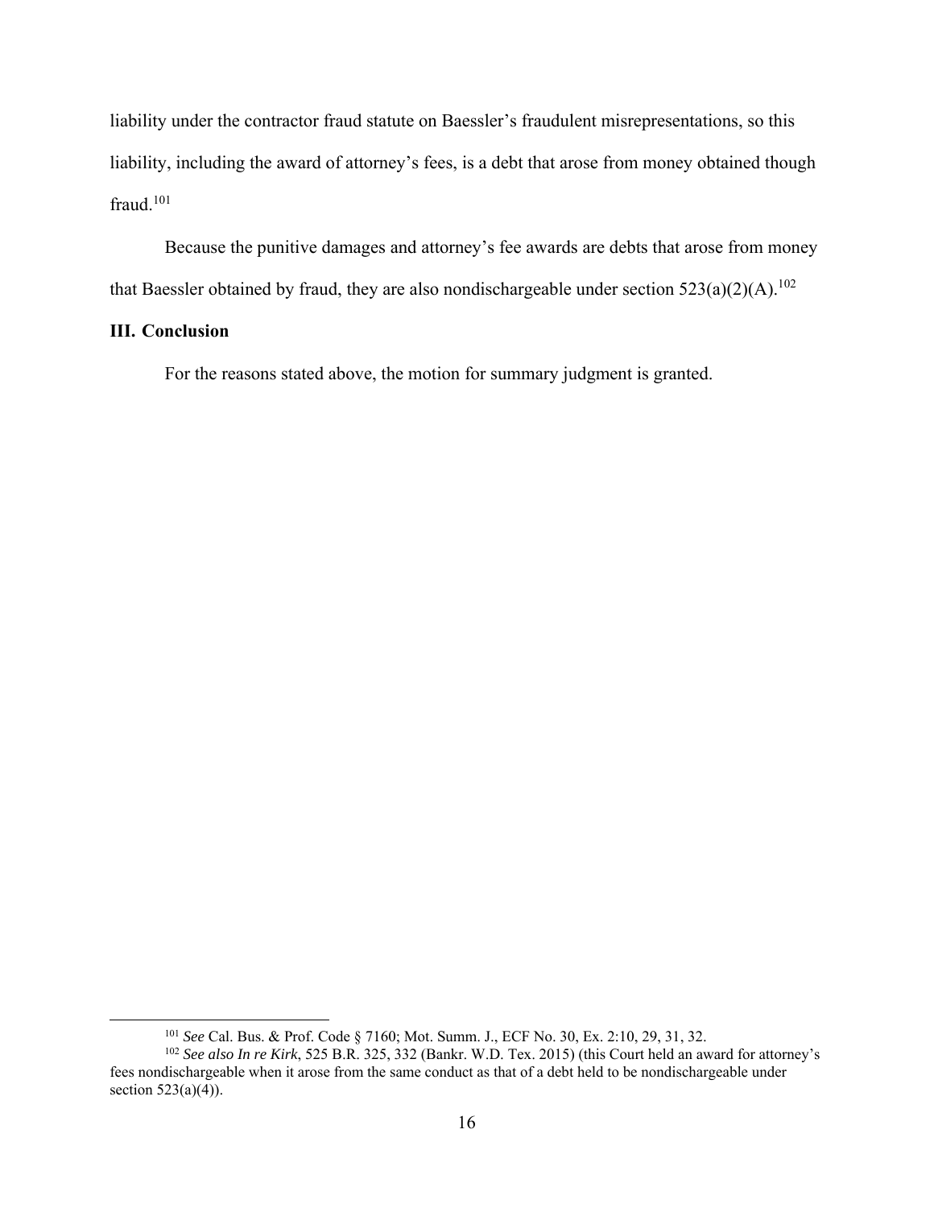liability under the contractor fraud statute on Baessler's fraudulent misrepresentations, so this liability, including the award of attorney's fees, is a debt that arose from money obtained though fraud.[101]

Because the punitive damages and attorney's fee awards are debts that arose from money that Baessler obtained by fraud, they are also nondischargeable under section 523(a)(2)(A).[102]

## III. Conclusion

For the reasons stated above, the motion for summary judgment is granted.

---

[101] *See* Cal. Bus. & Prof. Code § 7160; Mot. Summ. J., ECF No. 30, Ex. 2:10, 29, 31, 32.

[102] *See also In re Kirk*, 525 B.R. 325, 332 (Bankr. W.D. Tex. 2015) (this Court held an award for attorney's fees nondischargeable when it arose from the same conduct as that of a debt held to be nondischargeable under section 523(a)(4)).